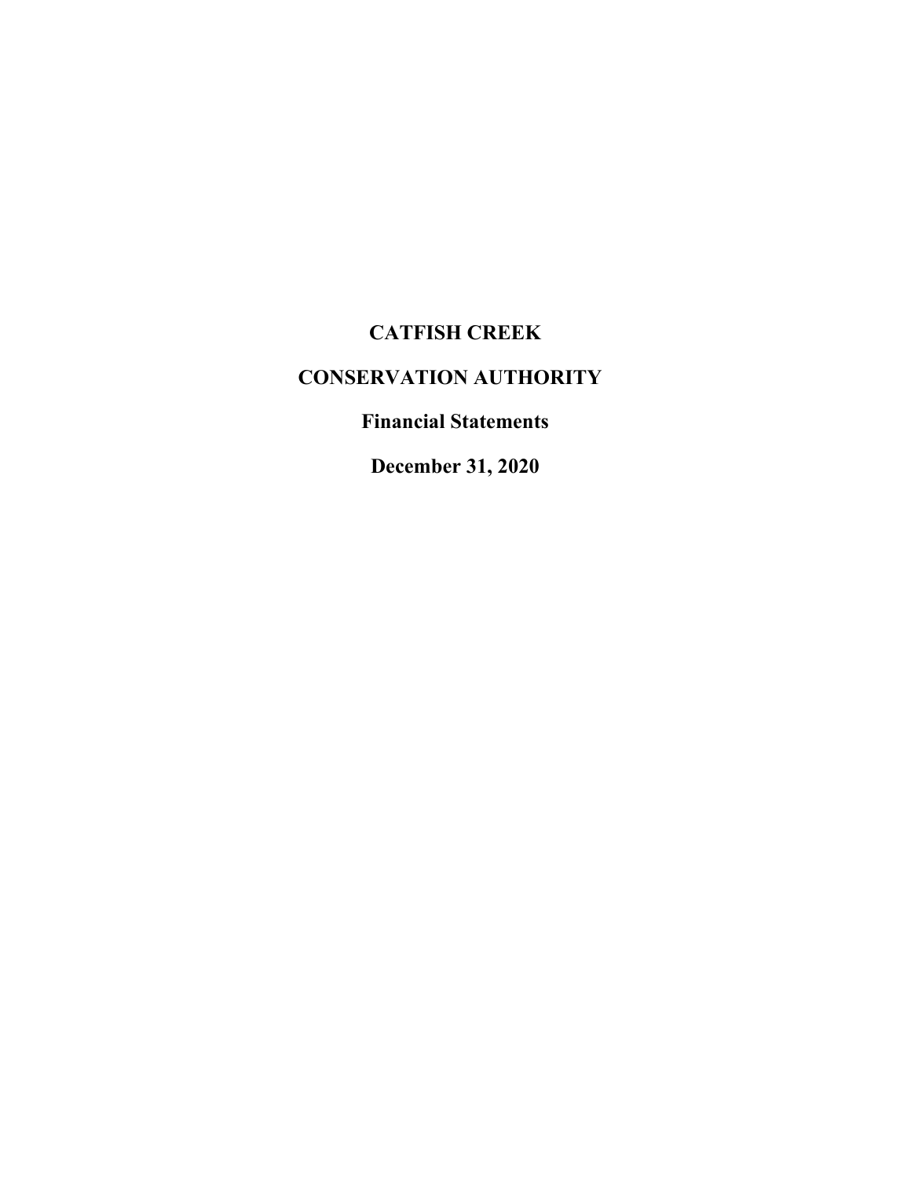# CATFISH CREEK

# CONSERVATION AUTHORITY

## Financial Statements

## December 31, 2020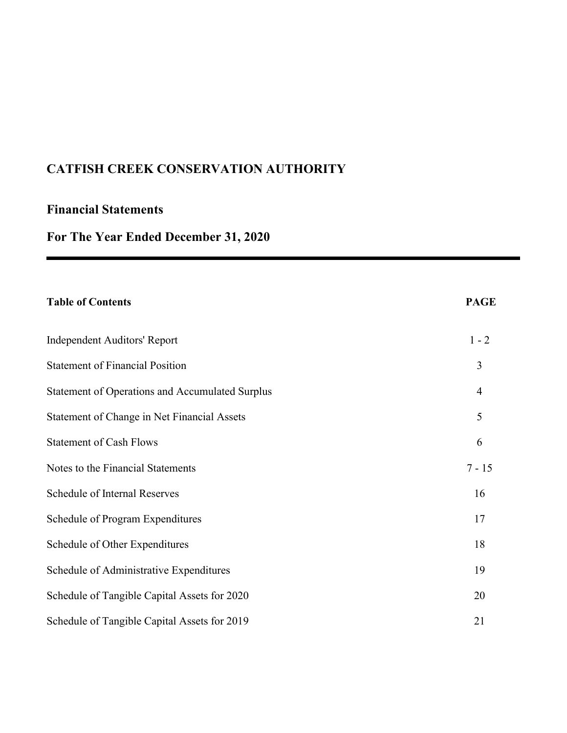# CATFISH CREEK CONSERVATION AUTHORITY

## Financial Statements

## For The Year Ended December 31, 2020

| **Table of Contents** | **PAGE** |
| --- | --- |
| Independent Auditors' Report | 1 - 2 |
| Statement of Financial Position | 3 |
| Statement of Operations and Accumulated Surplus | 4 |
| Statement of Change in Net Financial Assets | 5 |
| Statement of Cash Flows | 6 |
| Notes to the Financial Statements | 7 - 15 |
| Schedule of Internal Reserves | 16 |
| Schedule of Program Expenditures | 17 |
| Schedule of Other Expenditures | 18 |
| Schedule of Administrative Expenditures | 19 |
| Schedule of Tangible Capital Assets for 2020 | 20 |
| Schedule of Tangible Capital Assets for 2019 | 21 |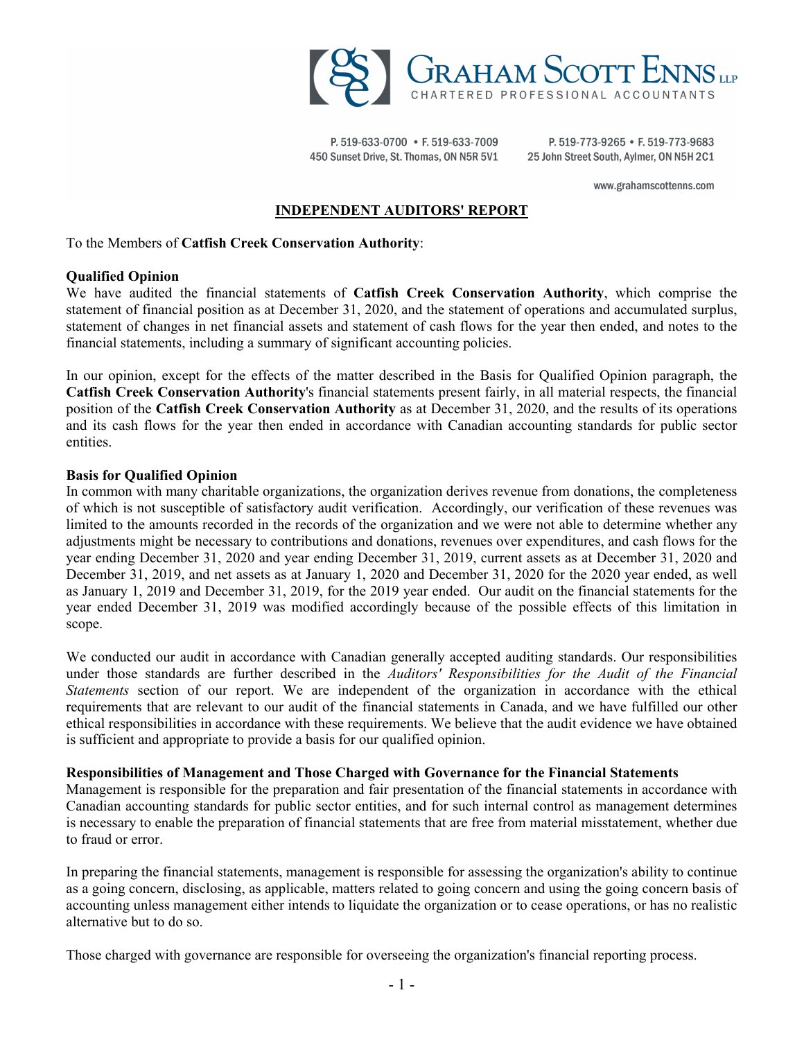**GRAHAM SCOTT ENNS** LLP
CHARTERED PROFESSIONAL ACCOUNTANTS

P. 519-633-0700 • F. 519-633-7009
450 Sunset Drive, St. Thomas, ON N5R 5V1

P. 519-773-9265 • F. 519-773-9683
25 John Street South, Aylmer, ON N5H 2C1

www.grahamscottenns.com

## INDEPENDENT AUDITORS' REPORT

To the Members of **Catfish Creek Conservation Authority**:

**Qualified Opinion**

We have audited the financial statements of **Catfish Creek Conservation Authority**, which comprise the statement of financial position as at December 31, 2020, and the statement of operations and accumulated surplus, statement of changes in net financial assets and statement of cash flows for the year then ended, and notes to the financial statements, including a summary of significant accounting policies.

In our opinion, except for the effects of the matter described in the Basis for Qualified Opinion paragraph, the **Catfish Creek Conservation Authority**'s financial statements present fairly, in all material respects, the financial position of the **Catfish Creek Conservation Authority** as at December 31, 2020, and the results of its operations and its cash flows for the year then ended in accordance with Canadian accounting standards for public sector entities.

**Basis for Qualified Opinion**

In common with many charitable organizations, the organization derives revenue from donations, the completeness of which is not susceptible of satisfactory audit verification. Accordingly, our verification of these revenues was limited to the amounts recorded in the records of the organization and we were not able to determine whether any adjustments might be necessary to contributions and donations, revenues over expenditures, and cash flows for the year ending December 31, 2020 and year ending December 31, 2019, current assets as at December 31, 2020 and December 31, 2019, and net assets as at January 1, 2020 and December 31, 2020 for the 2020 year ended, as well as January 1, 2019 and December 31, 2019, for the 2019 year ended. Our audit on the financial statements for the year ended December 31, 2019 was modified accordingly because of the possible effects of this limitation in scope.

We conducted our audit in accordance with Canadian generally accepted auditing standards. Our responsibilities under those standards are further described in the *Auditors' Responsibilities for the Audit of the Financial Statements* section of our report. We are independent of the organization in accordance with the ethical requirements that are relevant to our audit of the financial statements in Canada, and we have fulfilled our other ethical responsibilities in accordance with these requirements. We believe that the audit evidence we have obtained is sufficient and appropriate to provide a basis for our qualified opinion.

**Responsibilities of Management and Those Charged with Governance for the Financial Statements**

Management is responsible for the preparation and fair presentation of the financial statements in accordance with Canadian accounting standards for public sector entities, and for such internal control as management determines is necessary to enable the preparation of financial statements that are free from material misstatement, whether due to fraud or error.

In preparing the financial statements, management is responsible for assessing the organization's ability to continue as a going concern, disclosing, as applicable, matters related to going concern and using the going concern basis of accounting unless management either intends to liquidate the organization or to cease operations, or has no realistic alternative but to do so.

Those charged with governance are responsible for overseeing the organization's financial reporting process.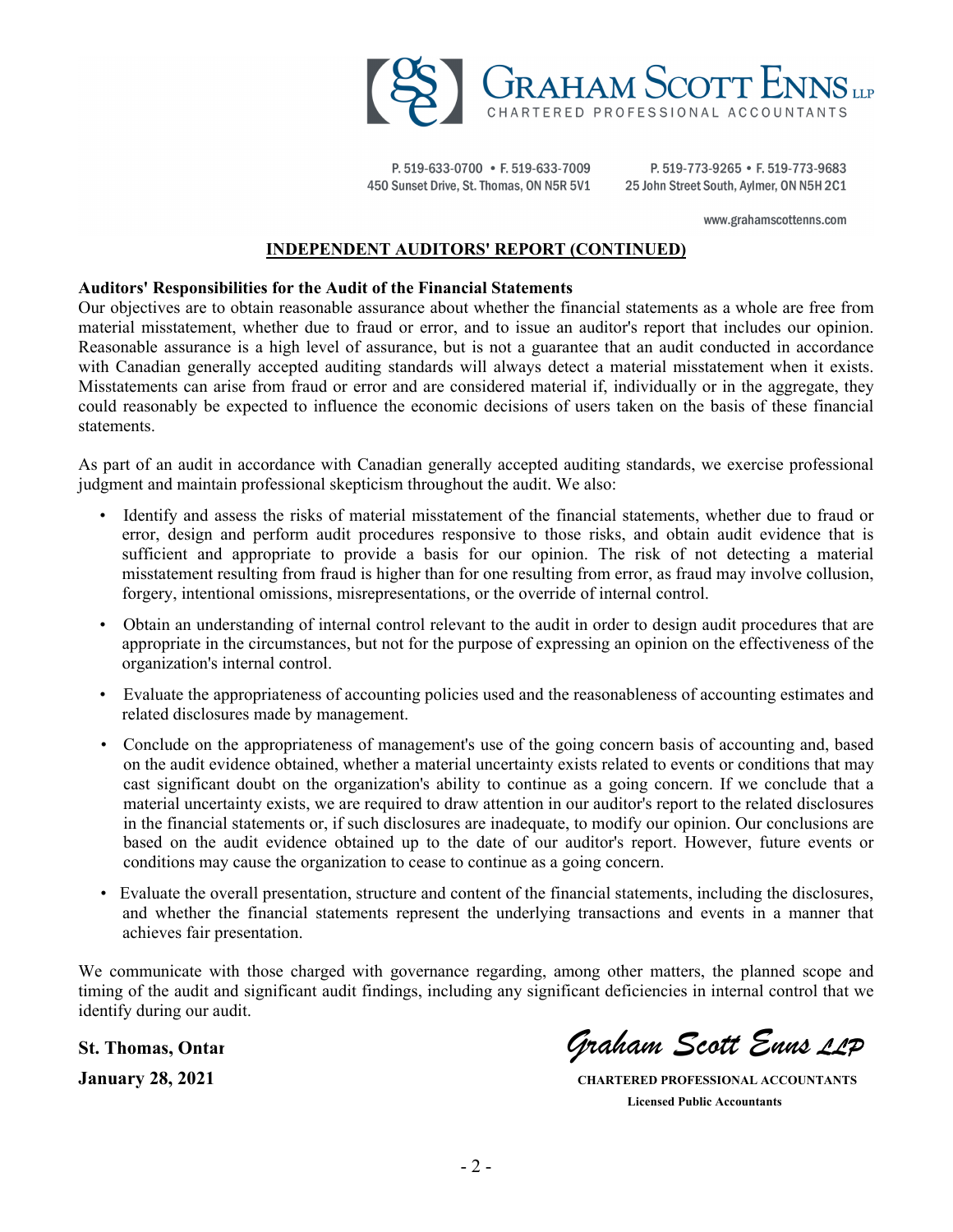**GRAHAM SCOTT ENNS LLP**
CHARTERED PROFESSIONAL ACCOUNTANTS

P. 519-633-0700 • F. 519-633-7009
450 Sunset Drive, St. Thomas, ON N5R 5V1

P. 519-773-9265 • F. 519-773-9683
25 John Street South, Aylmer, ON N5H 2C1

www.grahamscottenns.com

## INDEPENDENT AUDITORS' REPORT (CONTINUED)

**Auditors' Responsibilities for the Audit of the Financial Statements**

Our objectives are to obtain reasonable assurance about whether the financial statements as a whole are free from material misstatement, whether due to fraud or error, and to issue an auditor's report that includes our opinion. Reasonable assurance is a high level of assurance, but is not a guarantee that an audit conducted in accordance with Canadian generally accepted auditing standards will always detect a material misstatement when it exists. Misstatements can arise from fraud or error and are considered material if, individually or in the aggregate, they could reasonably be expected to influence the economic decisions of users taken on the basis of these financial statements.

As part of an audit in accordance with Canadian generally accepted auditing standards, we exercise professional judgment and maintain professional skepticism throughout the audit. We also:

- Identify and assess the risks of material misstatement of the financial statements, whether due to fraud or error, design and perform audit procedures responsive to those risks, and obtain audit evidence that is sufficient and appropriate to provide a basis for our opinion. The risk of not detecting a material misstatement resulting from fraud is higher than for one resulting from error, as fraud may involve collusion, forgery, intentional omissions, misrepresentations, or the override of internal control.
- Obtain an understanding of internal control relevant to the audit in order to design audit procedures that are appropriate in the circumstances, but not for the purpose of expressing an opinion on the effectiveness of the organization's internal control.
- Evaluate the appropriateness of accounting policies used and the reasonableness of accounting estimates and related disclosures made by management.
- Conclude on the appropriateness of management's use of the going concern basis of accounting and, based on the audit evidence obtained, whether a material uncertainty exists related to events or conditions that may cast significant doubt on the organization's ability to continue as a going concern. If we conclude that a material uncertainty exists, we are required to draw attention in our auditor's report to the related disclosures in the financial statements or, if such disclosures are inadequate, to modify our opinion. Our conclusions are based on the audit evidence obtained up to the date of our auditor's report. However, future events or conditions may cause the organization to cease to continue as a going concern.
- Evaluate the overall presentation, structure and content of the financial statements, including the disclosures, and whether the financial statements represent the underlying transactions and events in a manner that achieves fair presentation.

We communicate with those charged with governance regarding, among other matters, the planned scope and timing of the audit and significant audit findings, including any significant deficiencies in internal control that we identify during our audit.

**St. Thomas, Ontar**

**January 28, 2021**

*Graham Scott Enns LLP*

**CHARTERED PROFESSIONAL ACCOUNTANTS**
**Licensed Public Accountants**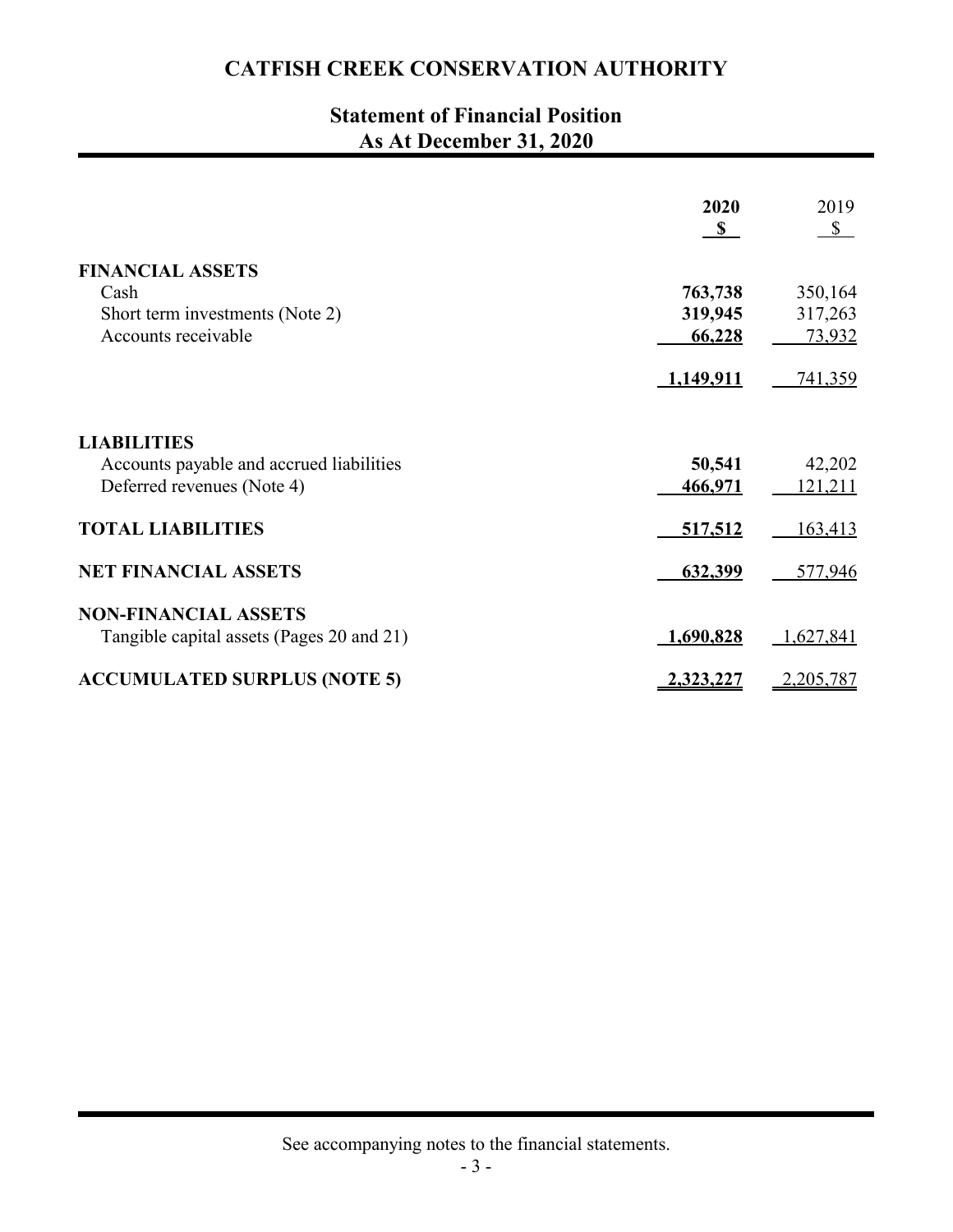# CATFISH CREEK CONSERVATION AUTHORITY

## Statement of Financial Position
## As At December 31, 2020

| | 2020<br>$ | 2019<br>$ |
|---|---|---|
| **FINANCIAL ASSETS** | | |
| Cash | **763,738** | 350,164 |
| Short term investments (Note 2) | **319,945** | 317,263 |
| Accounts receivable | **66,228** | 73,932 |
| | **1,149,911** | 741,359 |
| **LIABILITIES** | | |
| Accounts payable and accrued liabilities | **50,541** | 42,202 |
| Deferred revenues (Note 4) | **466,971** | 121,211 |
| **TOTAL LIABILITIES** | **517,512** | 163,413 |
| **NET FINANCIAL ASSETS** | **632,399** | 577,946 |
| **NON-FINANCIAL ASSETS** | | |
| Tangible capital assets (Pages 20 and 21) | **1,690,828** | 1,627,841 |
| **ACCUMULATED SURPLUS (NOTE 5)** | **2,323,227** | 2,205,787 |

See accompanying notes to the financial statements.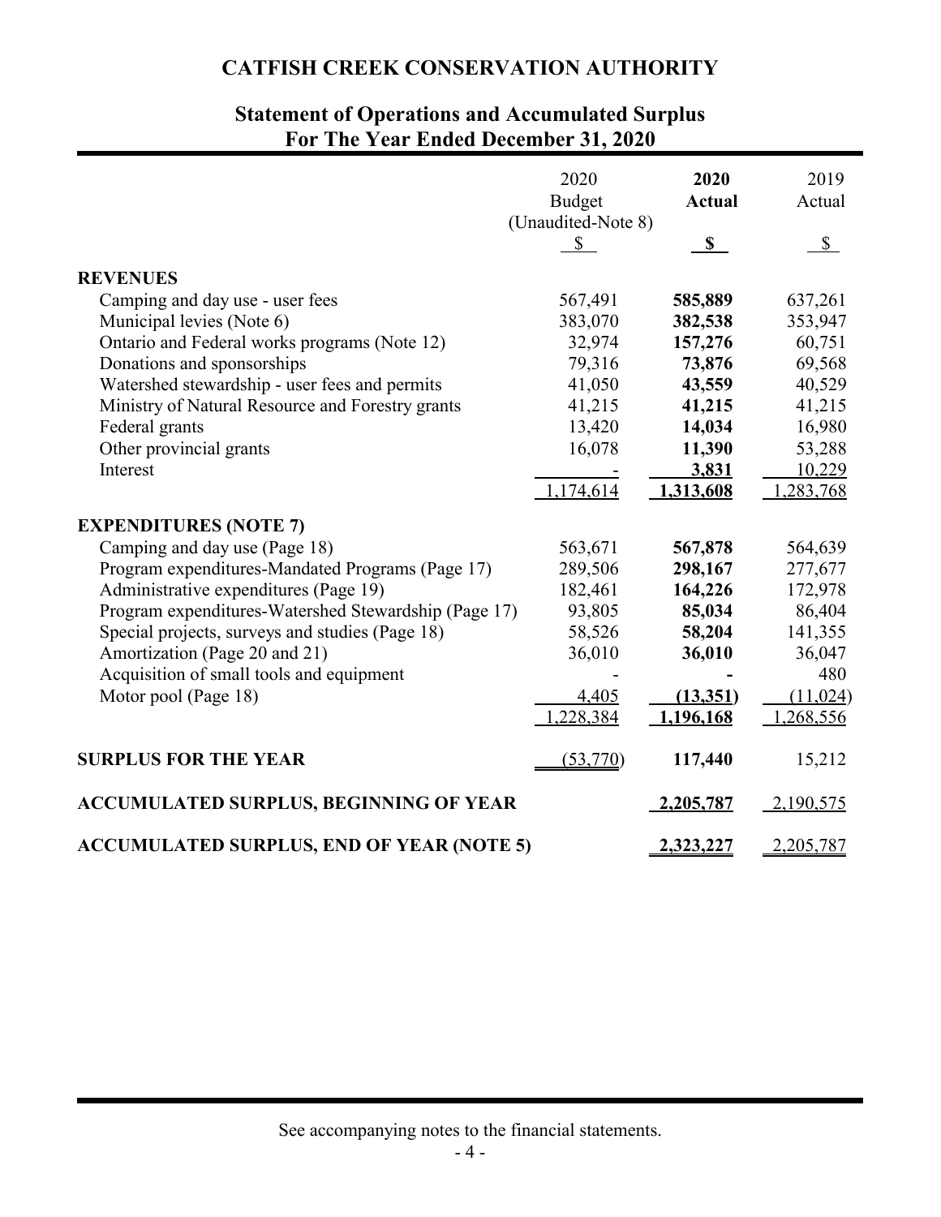# CATFISH CREEK CONSERVATION AUTHORITY

## Statement of Operations and Accumulated Surplus
## For The Year Ended December 31, 2020

| | 2020 Budget (Unaudited-Note 8) | **2020 Actual** | 2019 Actual |
|---|---|---|---|
| | $ | **$** | $ |
| **REVENUES** | | | |
| Camping and day use - user fees | 567,491 | **585,889** | 637,261 |
| Municipal levies (Note 6) | 383,070 | **382,538** | 353,947 |
| Ontario and Federal works programs (Note 12) | 32,974 | **157,276** | 60,751 |
| Donations and sponsorships | 79,316 | **73,876** | 69,568 |
| Watershed stewardship - user fees and permits | 41,050 | **43,559** | 40,529 |
| Ministry of Natural Resource and Forestry grants | 41,215 | **41,215** | 41,215 |
| Federal grants | 13,420 | **14,034** | 16,980 |
| Other provincial grants | 16,078 | **11,390** | 53,288 |
| Interest | - | **3,831** | 10,229 |
| | 1,174,614 | **1,313,608** | 1,283,768 |
| **EXPENDITURES (NOTE 7)** | | | |
| Camping and day use (Page 18) | 563,671 | **567,878** | 564,639 |
| Program expenditures-Mandated Programs (Page 17) | 289,506 | **298,167** | 277,677 |
| Administrative expenditures (Page 19) | 182,461 | **164,226** | 172,978 |
| Program expenditures-Watershed Stewardship (Page 17) | 93,805 | **85,034** | 86,404 |
| Special projects, surveys and studies (Page 18) | 58,526 | **58,204** | 141,355 |
| Amortization (Page 20 and 21) | 36,010 | **36,010** | 36,047 |
| Acquisition of small tools and equipment | - | **-** | 480 |
| Motor pool (Page 18) | 4,405 | **(13,351)** | (11,024) |
| | 1,228,384 | **1,196,168** | 1,268,556 |
| **SURPLUS FOR THE YEAR** | (53,770) | **117,440** | 15,212 |
| **ACCUMULATED SURPLUS, BEGINNING OF YEAR** | | **2,205,787** | 2,190,575 |
| **ACCUMULATED SURPLUS, END OF YEAR (NOTE 5)** | | **2,323,227** | 2,205,787 |

See accompanying notes to the financial statements.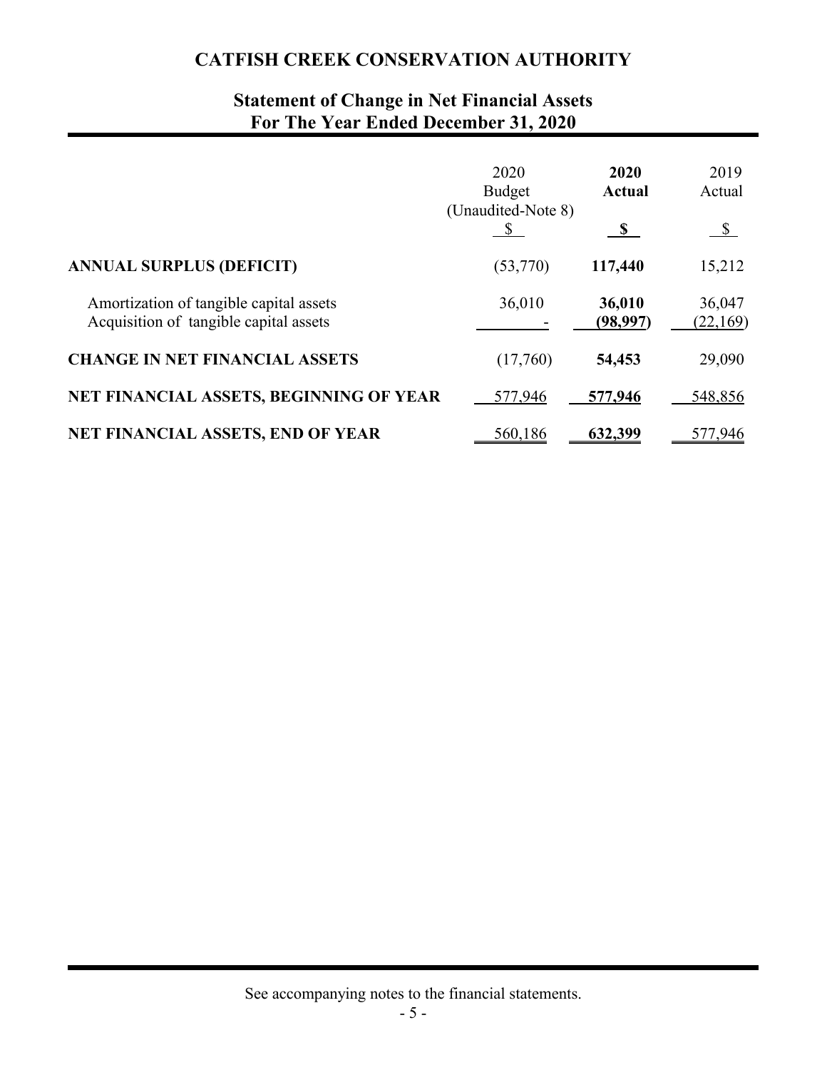# CATFISH CREEK CONSERVATION AUTHORITY

## Statement of Change in Net Financial Assets
## For The Year Ended December 31, 2020

| | 2020 Budget (Unaudited-Note 8) | **2020 Actual** | 2019 Actual |
|---|---|---|---|
| | $ | **$** | $ |
| **ANNUAL SURPLUS (DEFICIT)** | (53,770) | **117,440** | 15,212 |
| Amortization of tangible capital assets | 36,010 | **36,010** | 36,047 |
| Acquisition of tangible capital assets | - | **(98,997)** | (22,169) |
| **CHANGE IN NET FINANCIAL ASSETS** | (17,760) | **54,453** | 29,090 |
| **NET FINANCIAL ASSETS, BEGINNING OF YEAR** | 577,946 | **577,946** | 548,856 |
| **NET FINANCIAL ASSETS, END OF YEAR** | 560,186 | **632,399** | 577,946 |

See accompanying notes to the financial statements.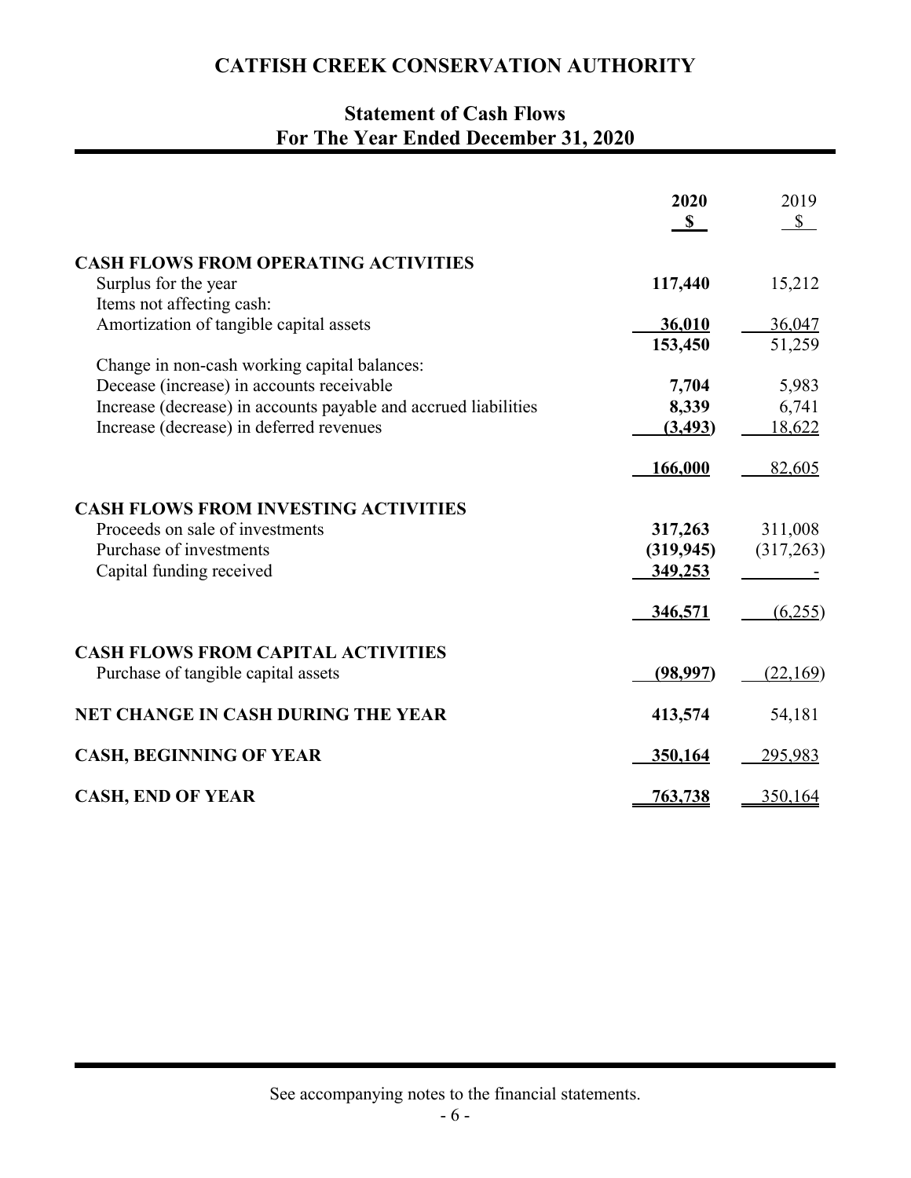# CATFISH CREEK CONSERVATION AUTHORITY

## Statement of Cash Flows
## For The Year Ended December 31, 2020

| | 2020<br>$ | 2019<br>$ |
|---|---|---|
| **CASH FLOWS FROM OPERATING ACTIVITIES** | | |
| Surplus for the year | **117,440** | 15,212 |
| Items not affecting cash: | | |
| Amortization of tangible capital assets | **36,010** | 36,047 |
| | **153,450** | 51,259 |
| Change in non-cash working capital balances: | | |
| Decease (increase) in accounts receivable | **7,704** | 5,983 |
| Increase (decrease) in accounts payable and accrued liabilities | **8,339** | 6,741 |
| Increase (decrease) in deferred revenues | **(3,493)** | 18,622 |
| | **166,000** | 82,605 |
| **CASH FLOWS FROM INVESTING ACTIVITIES** | | |
| Proceeds on sale of investments | **317,263** | 311,008 |
| Purchase of investments | **(319,945)** | (317,263) |
| Capital funding received | **349,253** | - |
| | **346,571** | (6,255) |
| **CASH FLOWS FROM CAPITAL ACTIVITIES** | | |
| Purchase of tangible capital assets | **(98,997)** | (22,169) |
| **NET CHANGE IN CASH DURING THE YEAR** | **413,574** | 54,181 |
| **CASH, BEGINNING OF YEAR** | **350,164** | 295,983 |
| **CASH, END OF YEAR** | **763,738** | 350,164 |

See accompanying notes to the financial statements.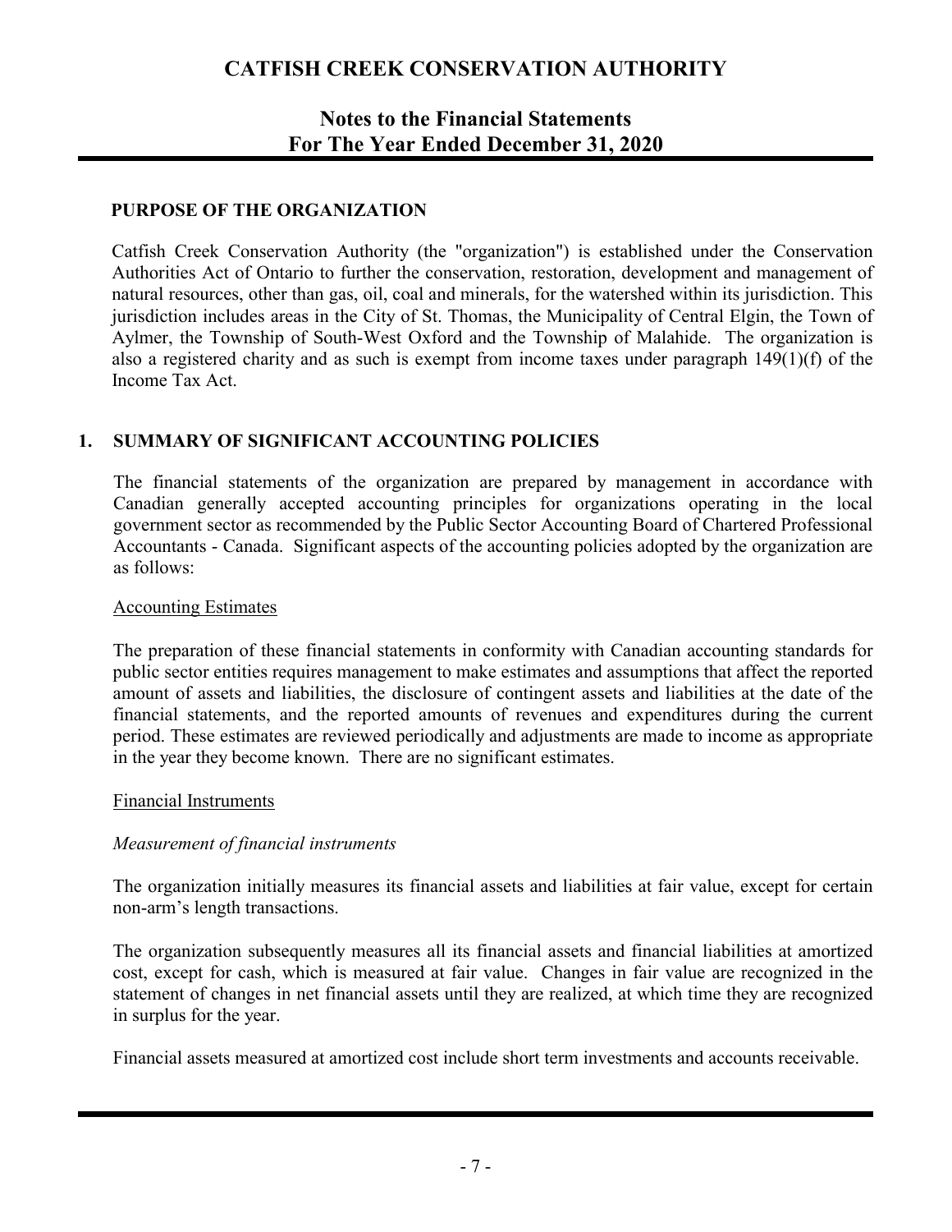# CATFISH CREEK CONSERVATION AUTHORITY

## Notes to the Financial Statements
## For The Year Ended December 31, 2020

### PURPOSE OF THE ORGANIZATION

Catfish Creek Conservation Authority (the "organization") is established under the Conservation Authorities Act of Ontario to further the conservation, restoration, development and management of natural resources, other than gas, oil, coal and minerals, for the watershed within its jurisdiction. This jurisdiction includes areas in the City of St. Thomas, the Municipality of Central Elgin, the Town of Aylmer, the Township of South-West Oxford and the Township of Malahide. The organization is also a registered charity and as such is exempt from income taxes under paragraph 149(1)(f) of the Income Tax Act.

### 1. SUMMARY OF SIGNIFICANT ACCOUNTING POLICIES

The financial statements of the organization are prepared by management in accordance with Canadian generally accepted accounting principles for organizations operating in the local government sector as recommended by the Public Sector Accounting Board of Chartered Professional Accountants - Canada. Significant aspects of the accounting policies adopted by the organization are as follows:

<u>Accounting Estimates</u>

The preparation of these financial statements in conformity with Canadian accounting standards for public sector entities requires management to make estimates and assumptions that affect the reported amount of assets and liabilities, the disclosure of contingent assets and liabilities at the date of the financial statements, and the reported amounts of revenues and expenditures during the current period. These estimates are reviewed periodically and adjustments are made to income as appropriate in the year they become known. There are no significant estimates.

<u>Financial Instruments</u>

*Measurement of financial instruments*

The organization initially measures its financial assets and liabilities at fair value, except for certain non-arm's length transactions.

The organization subsequently measures all its financial assets and financial liabilities at amortized cost, except for cash, which is measured at fair value. Changes in fair value are recognized in the statement of changes in net financial assets until they are realized, at which time they are recognized in surplus for the year.

Financial assets measured at amortized cost include short term investments and accounts receivable.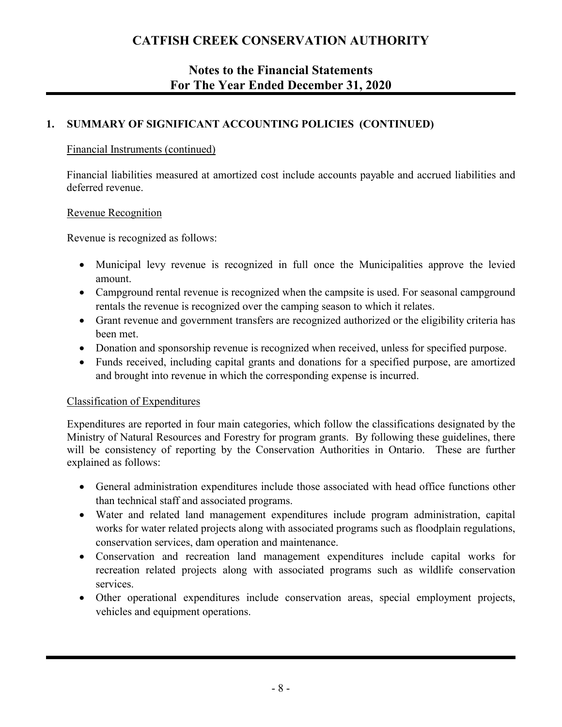## 1. SUMMARY OF SIGNIFICANT ACCOUNTING POLICIES (CONTINUED)

Financial Instruments (continued)

Financial liabilities measured at amortized cost include accounts payable and accrued liabilities and deferred revenue.

Revenue Recognition

Revenue is recognized as follows:

- Municipal levy revenue is recognized in full once the Municipalities approve the levied amount.
- Campground rental revenue is recognized when the campsite is used. For seasonal campground rentals the revenue is recognized over the camping season to which it relates.
- Grant revenue and government transfers are recognized authorized or the eligibility criteria has been met.
- Donation and sponsorship revenue is recognized when received, unless for specified purpose.
- Funds received, including capital grants and donations for a specified purpose, are amortized and brought into revenue in which the corresponding expense is incurred.

Classification of Expenditures

Expenditures are reported in four main categories, which follow the classifications designated by the Ministry of Natural Resources and Forestry for program grants. By following these guidelines, there will be consistency of reporting by the Conservation Authorities in Ontario. These are further explained as follows:

- General administration expenditures include those associated with head office functions other than technical staff and associated programs.
- Water and related land management expenditures include program administration, capital works for water related projects along with associated programs such as floodplain regulations, conservation services, dam operation and maintenance.
- Conservation and recreation land management expenditures include capital works for recreation related projects along with associated programs such as wildlife conservation services.
- Other operational expenditures include conservation areas, special employment projects, vehicles and equipment operations.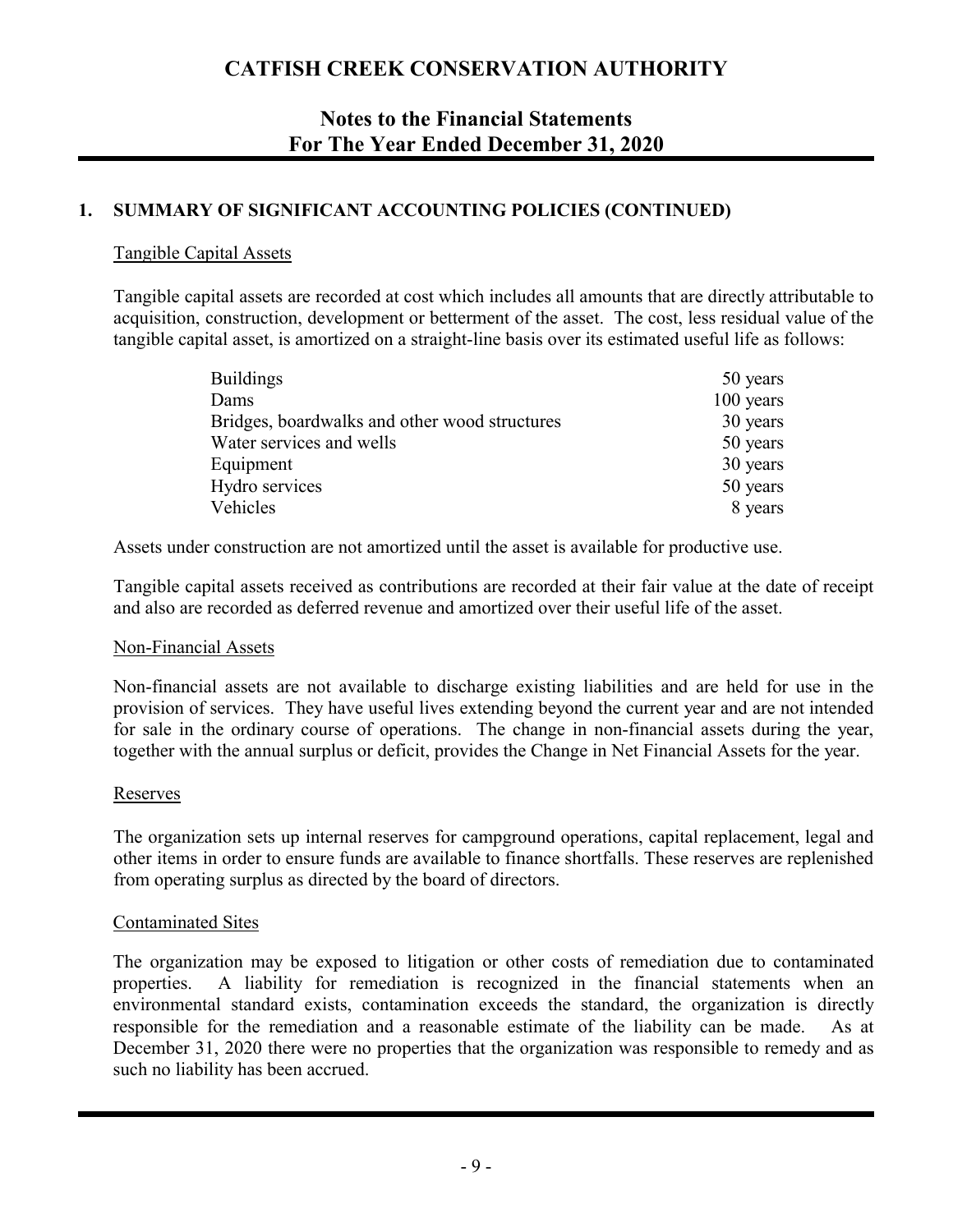# CATFISH CREEK CONSERVATION AUTHORITY

## Notes to the Financial Statements
## For The Year Ended December 31, 2020

### 1. SUMMARY OF SIGNIFICANT ACCOUNTING POLICIES (CONTINUED)

#### Tangible Capital Assets

Tangible capital assets are recorded at cost which includes all amounts that are directly attributable to acquisition, construction, development or betterment of the asset. The cost, less residual value of the tangible capital asset, is amortized on a straight-line basis over its estimated useful life as follows:

| | |
|---|---|
| Buildings | 50 years |
| Dams | 100 years |
| Bridges, boardwalks and other wood structures | 30 years |
| Water services and wells | 50 years |
| Equipment | 30 years |
| Hydro services | 50 years |
| Vehicles | 8 years |

Assets under construction are not amortized until the asset is available for productive use.

Tangible capital assets received as contributions are recorded at their fair value at the date of receipt and also are recorded as deferred revenue and amortized over their useful life of the asset.

#### Non-Financial Assets

Non-financial assets are not available to discharge existing liabilities and are held for use in the provision of services. They have useful lives extending beyond the current year and are not intended for sale in the ordinary course of operations. The change in non-financial assets during the year, together with the annual surplus or deficit, provides the Change in Net Financial Assets for the year.

#### Reserves

The organization sets up internal reserves for campground operations, capital replacement, legal and other items in order to ensure funds are available to finance shortfalls. These reserves are replenished from operating surplus as directed by the board of directors.

#### Contaminated Sites

The organization may be exposed to litigation or other costs of remediation due to contaminated properties. A liability for remediation is recognized in the financial statements when an environmental standard exists, contamination exceeds the standard, the organization is directly responsible for the remediation and a reasonable estimate of the liability can be made. As at December 31, 2020 there were no properties that the organization was responsible to remedy and as such no liability has been accrued.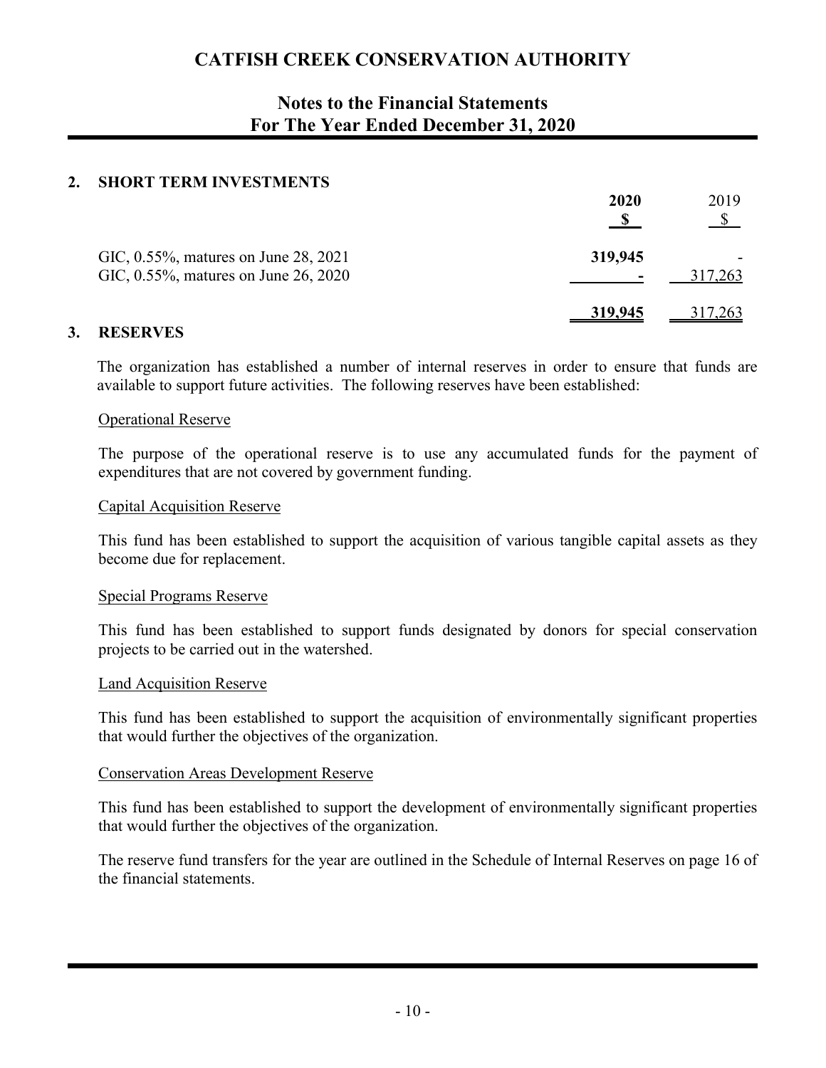# CATFISH CREEK CONSERVATION AUTHORITY

## Notes to the Financial Statements
## For The Year Ended December 31, 2020

### 2. SHORT TERM INVESTMENTS

| | 2020 $ | 2019 $ |
|---|---|---|
| GIC, 0.55%, matures on June 28, 2021 | **319,945** | - |
| GIC, 0.55%, matures on June 26, 2020 | **-** | 317,263 |
| | **319,945** | 317,263 |

### 3. RESERVES

The organization has established a number of internal reserves in order to ensure that funds are available to support future activities. The following reserves have been established:

Operational Reserve

The purpose of the operational reserve is to use any accumulated funds for the payment of expenditures that are not covered by government funding.

Capital Acquisition Reserve

This fund has been established to support the acquisition of various tangible capital assets as they become due for replacement.

Special Programs Reserve

This fund has been established to support funds designated by donors for special conservation projects to be carried out in the watershed.

Land Acquisition Reserve

This fund has been established to support the acquisition of environmentally significant properties that would further the objectives of the organization.

Conservation Areas Development Reserve

This fund has been established to support the development of environmentally significant properties that would further the objectives of the organization.

The reserve fund transfers for the year are outlined in the Schedule of Internal Reserves on page 16 of the financial statements.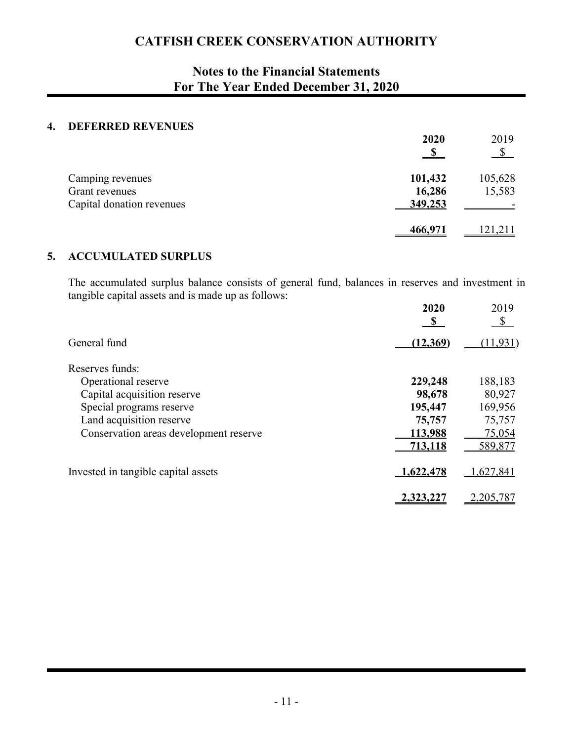# CATFISH CREEK CONSERVATION AUTHORITY

## Notes to the Financial Statements
## For The Year Ended December 31, 2020

### 4. DEFERRED REVENUES

| | 2020 $ | 2019 $ |
|---|---|---|
| Camping revenues | **101,432** | 105,628 |
| Grant revenues | **16,286** | 15,583 |
| Capital donation revenues | **349,253** | - |
| | **466,971** | 121,211 |

### 5. ACCUMULATED SURPLUS

The accumulated surplus balance consists of general fund, balances in reserves and investment in tangible capital assets and is made up as follows:

| | 2020 $ | 2019 $ |
|---|---|---|
| General fund | **(12,369)** | (11,931) |
| Reserves funds: | | |
| Operational reserve | **229,248** | 188,183 |
| Capital acquisition reserve | **98,678** | 80,927 |
| Special programs reserve | **195,447** | 169,956 |
| Land acquisition reserve | **75,757** | 75,757 |
| Conservation areas development reserve | **113,988** | 75,054 |
| | **713,118** | 589,877 |
| Invested in tangible capital assets | **1,622,478** | 1,627,841 |
| | **2,323,227** | 2,205,787 |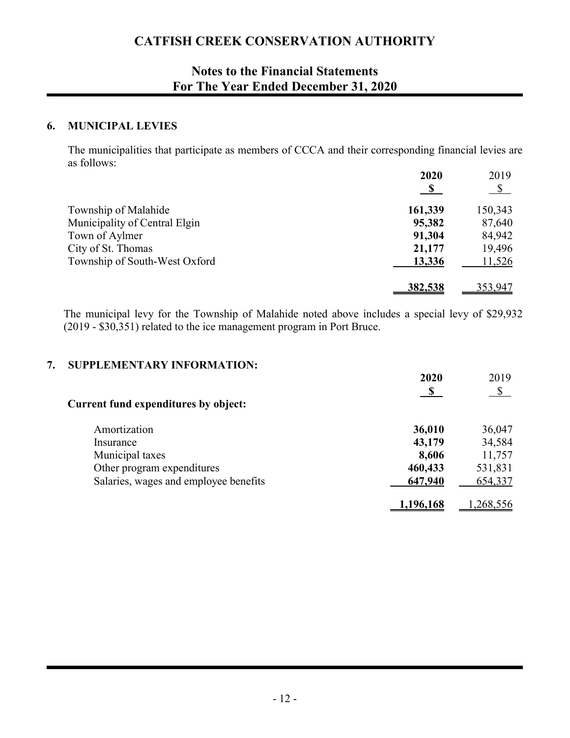# CATFISH CREEK CONSERVATION AUTHORITY

## Notes to the Financial Statements
## For The Year Ended December 31, 2020

### 6. MUNICIPAL LEVIES

The municipalities that participate as members of CCCA and their corresponding financial levies are as follows:

| | **2020** | 2019 |
|---|---|---|
| | **$** | $ |
| Township of Malahide | **161,339** | 150,343 |
| Municipality of Central Elgin | **95,382** | 87,640 |
| Town of Aylmer | **91,304** | 84,942 |
| City of St. Thomas | **21,177** | 19,496 |
| Township of South-West Oxford | **13,336** | 11,526 |
| | **382,538** | 353,947 |

The municipal levy for the Township of Malahide noted above includes a special levy of $29,932 (2019 - $30,351) related to the ice management program in Port Bruce.

### 7. SUPPLEMENTARY INFORMATION:

| | **2020** | 2019 |
|---|---|---|
| | **$** | $ |
| **Current fund expenditures by object:** | | |
| Amortization | **36,010** | 36,047 |
| Insurance | **43,179** | 34,584 |
| Municipal taxes | **8,606** | 11,757 |
| Other program expenditures | **460,433** | 531,831 |
| Salaries, wages and employee benefits | **647,940** | 654,337 |
| | **1,196,168** | 1,268,556 |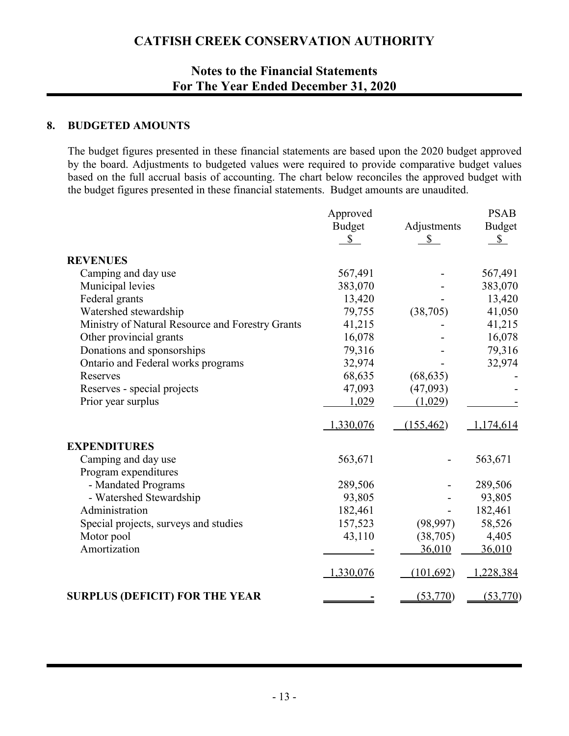# CATFISH CREEK CONSERVATION AUTHORITY

## Notes to the Financial Statements
## For The Year Ended December 31, 2020

### 8. BUDGETED AMOUNTS

The budget figures presented in these financial statements are based upon the 2020 budget approved by the board. Adjustments to budgeted values were required to provide comparative budget values based on the full accrual basis of accounting. The chart below reconciles the approved budget with the budget figures presented in these financial statements. Budget amounts are unaudited.

| | Approved Budget $ | Adjustments $ | PSAB Budget $ |
|---|---|---|---|
| **REVENUES** | | | |
| Camping and day use | 567,491 | - | 567,491 |
| Municipal levies | 383,070 | - | 383,070 |
| Federal grants | 13,420 | - | 13,420 |
| Watershed stewardship | 79,755 | (38,705) | 41,050 |
| Ministry of Natural Resource and Forestry Grants | 41,215 | - | 41,215 |
| Other provincial grants | 16,078 | - | 16,078 |
| Donations and sponsorships | 79,316 | - | 79,316 |
| Ontario and Federal works programs | 32,974 | - | 32,974 |
| Reserves | 68,635 | (68,635) | - |
| Reserves - special projects | 47,093 | (47,093) | - |
| Prior year surplus | 1,029 | (1,029) | - |
| | 1,330,076 | (155,462) | 1,174,614 |
| **EXPENDITURES** | | | |
| Camping and day use | 563,671 | - | 563,671 |
| Program expenditures | | | |
| - Mandated Programs | 289,506 | - | 289,506 |
| - Watershed Stewardship | 93,805 | - | 93,805 |
| Administration | 182,461 | - | 182,461 |
| Special projects, surveys and studies | 157,523 | (98,997) | 58,526 |
| Motor pool | 43,110 | (38,705) | 4,405 |
| Amortization | - | 36,010 | 36,010 |
| | 1,330,076 | (101,692) | 1,228,384 |
| **SURPLUS (DEFICIT) FOR THE YEAR** | - | (53,770) | (53,770) |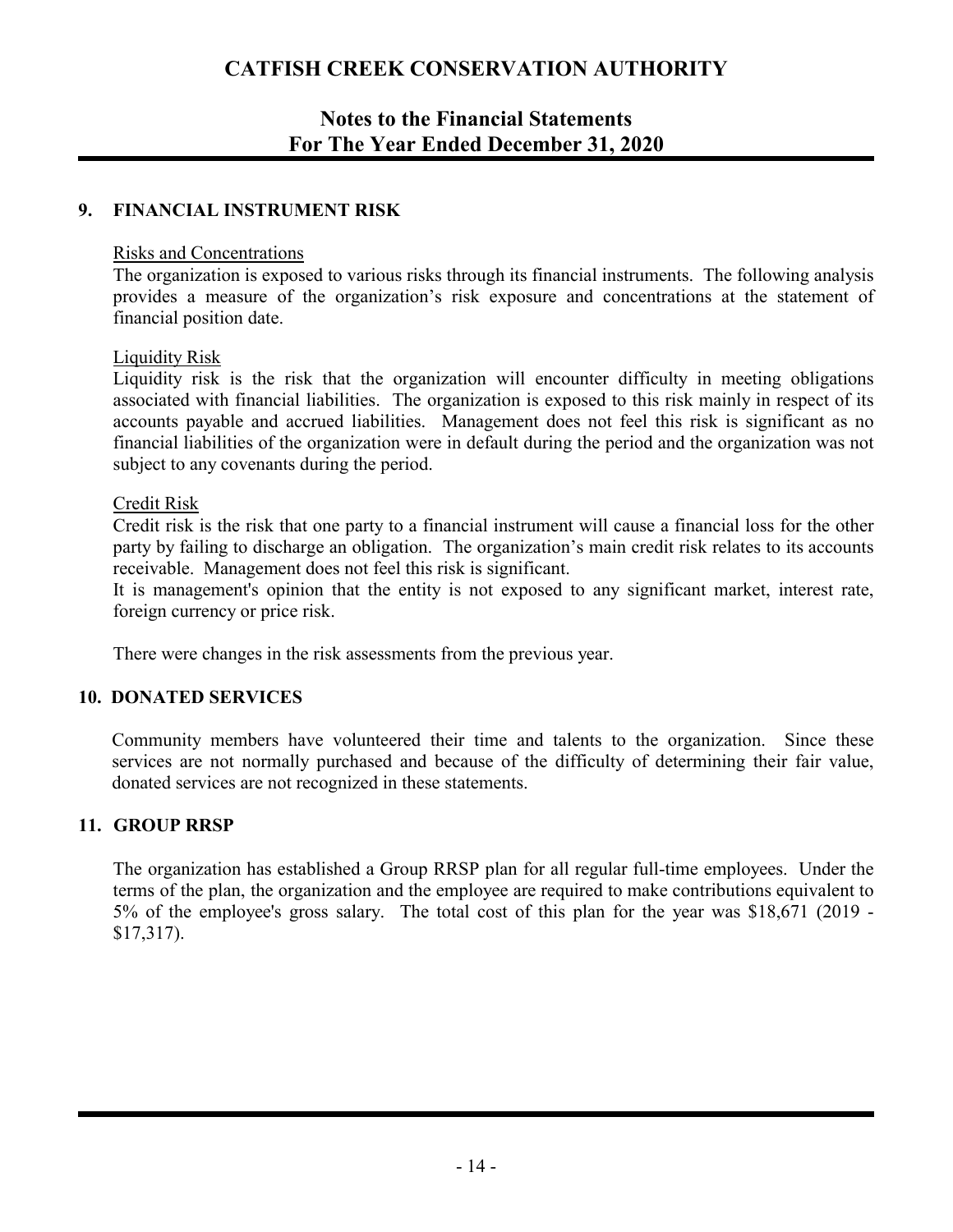## 9. FINANCIAL INSTRUMENT RISK

Risks and Concentrations

The organization is exposed to various risks through its financial instruments. The following analysis provides a measure of the organization's risk exposure and concentrations at the statement of financial position date.

Liquidity Risk

Liquidity risk is the risk that the organization will encounter difficulty in meeting obligations associated with financial liabilities. The organization is exposed to this risk mainly in respect of its accounts payable and accrued liabilities. Management does not feel this risk is significant as no financial liabilities of the organization were in default during the period and the organization was not subject to any covenants during the period.

Credit Risk

Credit risk is the risk that one party to a financial instrument will cause a financial loss for the other party by failing to discharge an obligation. The organization's main credit risk relates to its accounts receivable. Management does not feel this risk is significant.

It is management's opinion that the entity is not exposed to any significant market, interest rate, foreign currency or price risk.

There were changes in the risk assessments from the previous year.

## 10. DONATED SERVICES

Community members have volunteered their time and talents to the organization. Since these services are not normally purchased and because of the difficulty of determining their fair value, donated services are not recognized in these statements.

## 11. GROUP RRSP

The organization has established a Group RRSP plan for all regular full-time employees. Under the terms of the plan, the organization and the employee are required to make contributions equivalent to 5% of the employee's gross salary. The total cost of this plan for the year was $18,671 (2019 - $17,317).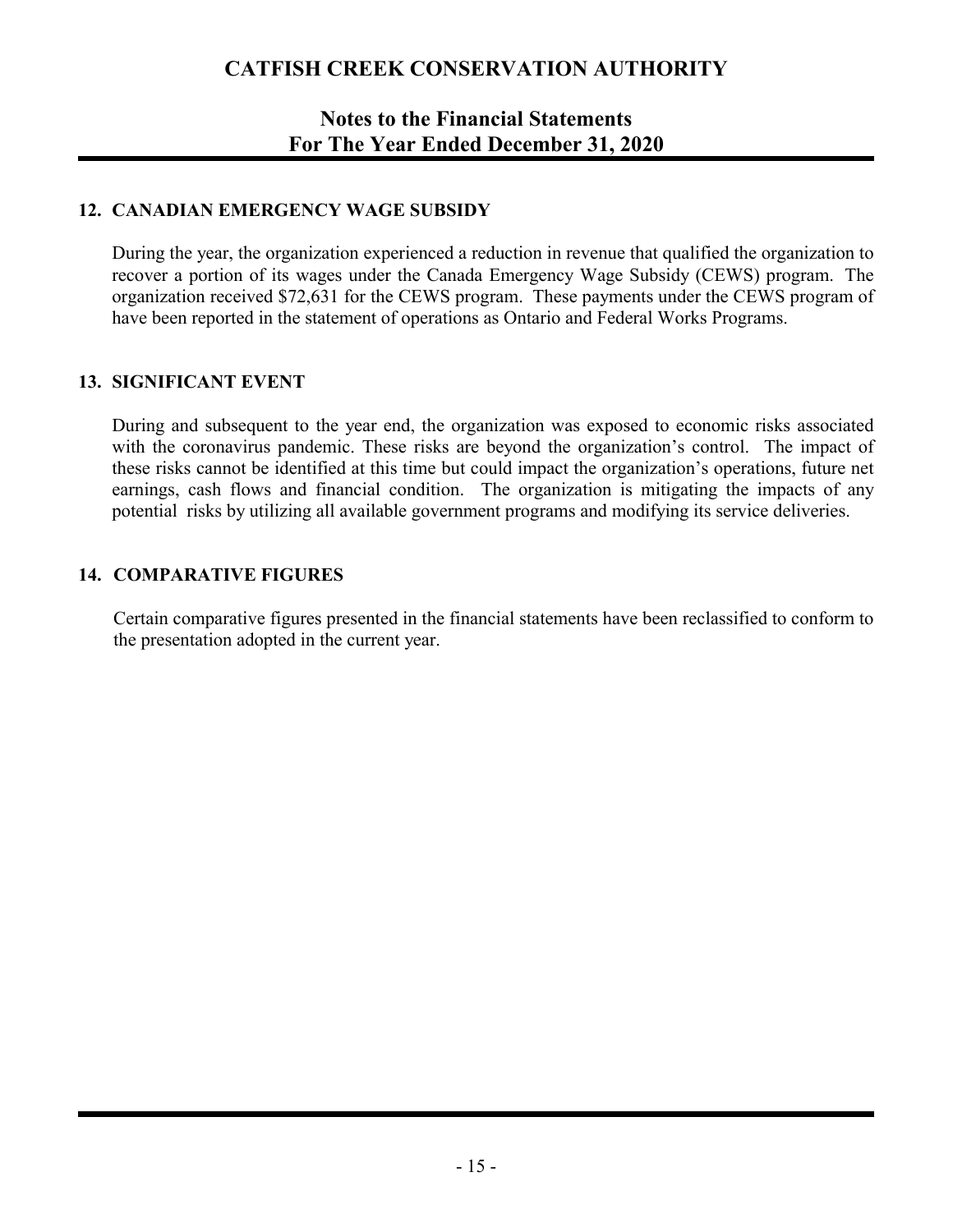## 12. CANADIAN EMERGENCY WAGE SUBSIDY

During the year, the organization experienced a reduction in revenue that qualified the organization to recover a portion of its wages under the Canada Emergency Wage Subsidy (CEWS) program. The organization received $72,631 for the CEWS program. These payments under the CEWS program of have been reported in the statement of operations as Ontario and Federal Works Programs.

## 13. SIGNIFICANT EVENT

During and subsequent to the year end, the organization was exposed to economic risks associated with the coronavirus pandemic. These risks are beyond the organization's control. The impact of these risks cannot be identified at this time but could impact the organization's operations, future net earnings, cash flows and financial condition. The organization is mitigating the impacts of any potential risks by utilizing all available government programs and modifying its service deliveries.

## 14. COMPARATIVE FIGURES

Certain comparative figures presented in the financial statements have been reclassified to conform to the presentation adopted in the current year.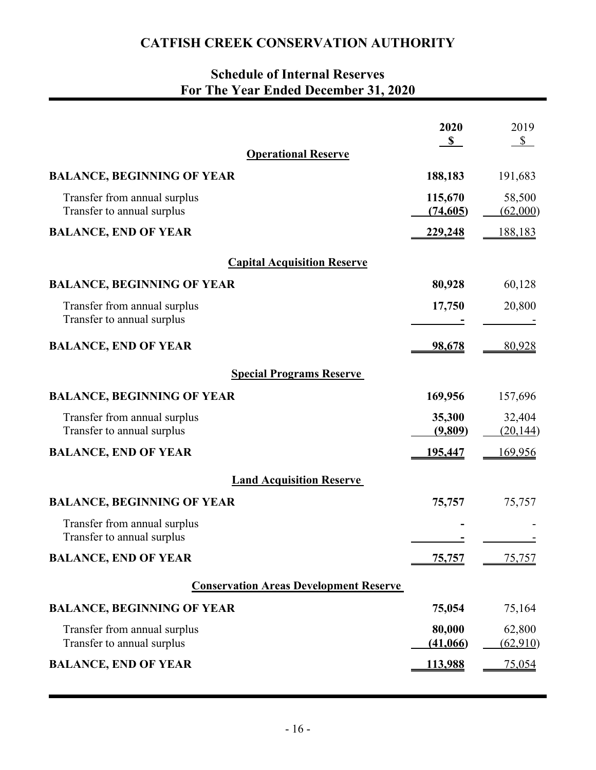# CATFISH CREEK CONSERVATION AUTHORITY

## Schedule of Internal Reserves
## For The Year Ended December 31, 2020

| | 2020 $ | 2019 $ |
|---|---|---|
| **Operational Reserve** | | |
| **BALANCE, BEGINNING OF YEAR** | **188,183** | 191,683 |
| Transfer from annual surplus | **115,670** | 58,500 |
| Transfer to annual surplus | **(74,605)** | (62,000) |
| **BALANCE, END OF YEAR** | **229,248** | 188,183 |
| **Capital Acquisition Reserve** | | |
| **BALANCE, BEGINNING OF YEAR** | **80,928** | 60,128 |
| Transfer from annual surplus | **17,750** | 20,800 |
| Transfer to annual surplus | **-** | - |
| **BALANCE, END OF YEAR** | **98,678** | 80,928 |
| **Special Programs Reserve** | | |
| **BALANCE, BEGINNING OF YEAR** | **169,956** | 157,696 |
| Transfer from annual surplus | **35,300** | 32,404 |
| Transfer to annual surplus | **(9,809)** | (20,144) |
| **BALANCE, END OF YEAR** | **195,447** | 169,956 |
| **Land Acquisition Reserve** | | |
| **BALANCE, BEGINNING OF YEAR** | **75,757** | 75,757 |
| Transfer from annual surplus | **-** | - |
| Transfer to annual surplus | **-** | - |
| **BALANCE, END OF YEAR** | **75,757** | 75,757 |
| **Conservation Areas Development Reserve** | | |
| **BALANCE, BEGINNING OF YEAR** | **75,054** | 75,164 |
| Transfer from annual surplus | **80,000** | 62,800 |
| Transfer to annual surplus | **(41,066)** | (62,910) |
| **BALANCE, END OF YEAR** | **113,988** | 75,054 |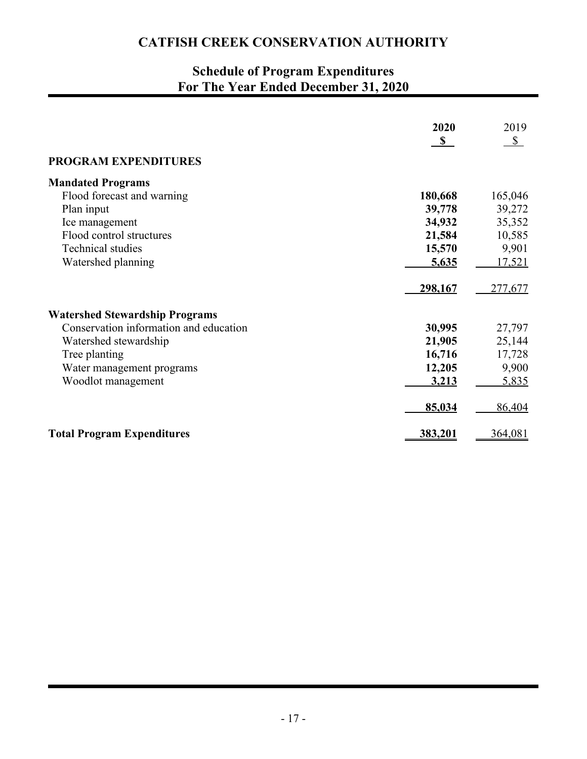# CATFISH CREEK CONSERVATION AUTHORITY

## Schedule of Program Expenditures
## For The Year Ended December 31, 2020

| | **2020** | 2019 |
|---|---|---|
| | **$** | $ |
| **PROGRAM EXPENDITURES** | | |
| **Mandated Programs** | | |
| Flood forecast and warning | **180,668** | 165,046 |
| Plan input | **39,778** | 39,272 |
| Ice management | **34,932** | 35,352 |
| Flood control structures | **21,584** | 10,585 |
| Technical studies | **15,570** | 9,901 |
| Watershed planning | **5,635** | 17,521 |
| | **298,167** | 277,677 |
| **Watershed Stewardship Programs** | | |
| Conservation information and education | **30,995** | 27,797 |
| Watershed stewardship | **21,905** | 25,144 |
| Tree planting | **16,716** | 17,728 |
| Water management programs | **12,205** | 9,900 |
| Woodlot management | **3,213** | 5,835 |
| | **85,034** | 86,404 |
| **Total Program Expenditures** | **383,201** | 364,081 |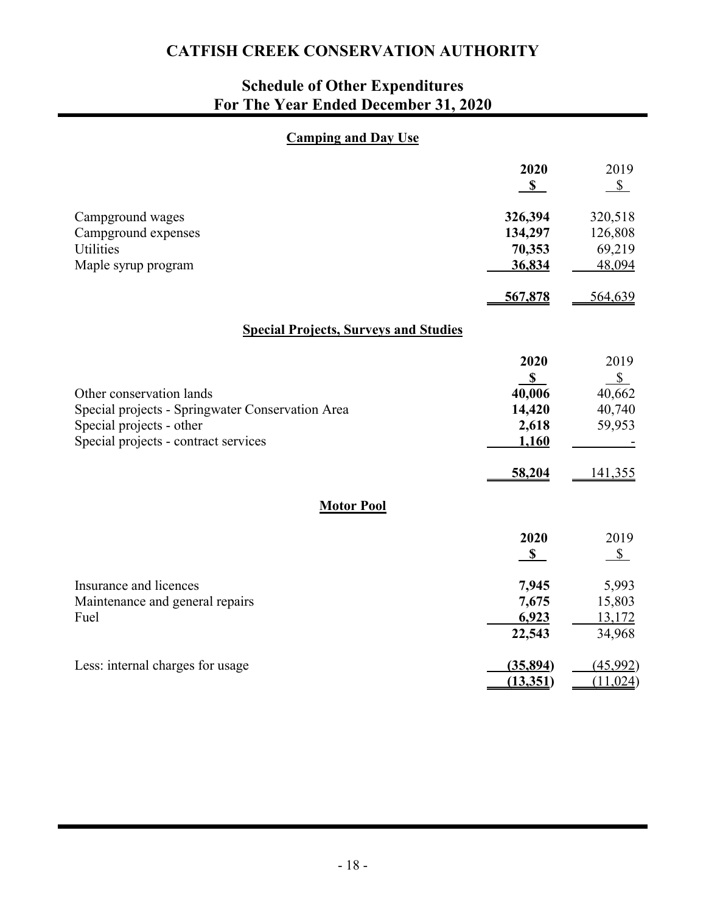# CATFISH CREEK CONSERVATION AUTHORITY

## Schedule of Other Expenditures
## For The Year Ended December 31, 2020

### Camping and Day Use

| | 2020 | 2019 |
|---|---|---|
| | $ | $ |
| Campground wages | 326,394 | 320,518 |
| Campground expenses | 134,297 | 126,808 |
| Utilities | 70,353 | 69,219 |
| Maple syrup program | 36,834 | 48,094 |
| | 567,878 | 564,639 |

### Special Projects, Surveys and Studies

| | 2020 | 2019 |
|---|---|---|
| | $ | $ |
| Other conservation lands | 40,006 | 40,662 |
| Special projects - Springwater Conservation Area | 14,420 | 40,740 |
| Special projects - other | 2,618 | 59,953 |
| Special projects - contract services | 1,160 | - |
| | 58,204 | 141,355 |

### Motor Pool

| | 2020 | 2019 |
|---|---|---|
| | $ | $ |
| Insurance and licences | 7,945 | 5,993 |
| Maintenance and general repairs | 7,675 | 15,803 |
| Fuel | 6,923 | 13,172 |
| | 22,543 | 34,968 |
| Less: internal charges for usage | (35,894) | (45,992) |
| | (13,351) | (11,024) |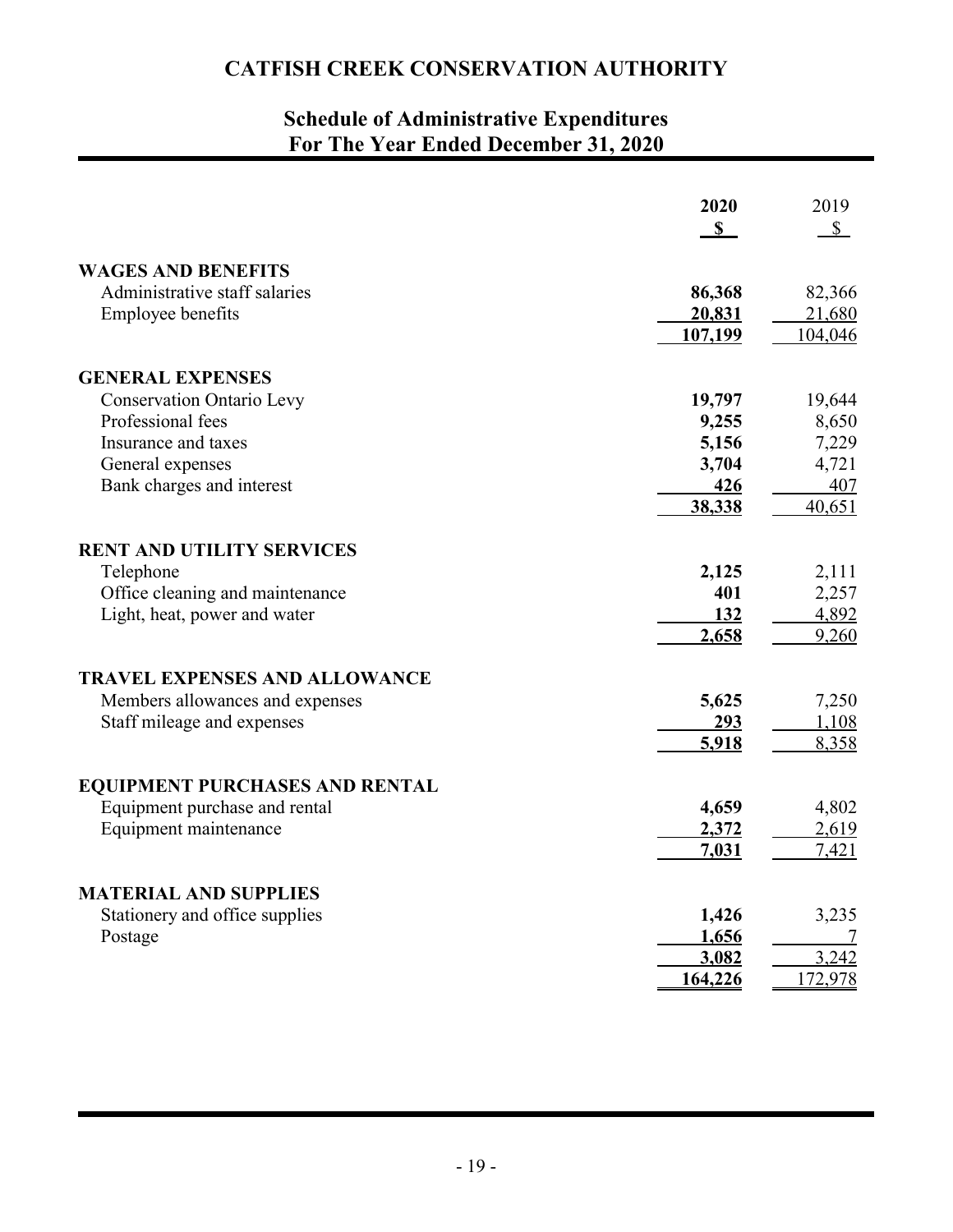# CATFISH CREEK CONSERVATION AUTHORITY

## Schedule of Administrative Expenditures
## For The Year Ended December 31, 2020

| | 2020 | 2019 |
|---|---|---|
| | $ | $ |
| **WAGES AND BENEFITS** | | |
| Administrative staff salaries | **86,368** | 82,366 |
| Employee benefits | **20,831** | 21,680 |
| | **107,199** | 104,046 |
| **GENERAL EXPENSES** | | |
| Conservation Ontario Levy | **19,797** | 19,644 |
| Professional fees | **9,255** | 8,650 |
| Insurance and taxes | **5,156** | 7,229 |
| General expenses | **3,704** | 4,721 |
| Bank charges and interest | **426** | 407 |
| | **38,338** | 40,651 |
| **RENT AND UTILITY SERVICES** | | |
| Telephone | **2,125** | 2,111 |
| Office cleaning and maintenance | **401** | 2,257 |
| Light, heat, power and water | **132** | 4,892 |
| | **2,658** | 9,260 |
| **TRAVEL EXPENSES AND ALLOWANCE** | | |
| Members allowances and expenses | **5,625** | 7,250 |
| Staff mileage and expenses | **293** | 1,108 |
| | **5,918** | 8,358 |
| **EQUIPMENT PURCHASES AND RENTAL** | | |
| Equipment purchase and rental | **4,659** | 4,802 |
| Equipment maintenance | **2,372** | 2,619 |
| | **7,031** | 7,421 |
| **MATERIAL AND SUPPLIES** | | |
| Stationery and office supplies | **1,426** | 3,235 |
| Postage | **1,656** | 7 |
| | **3,082** | 3,242 |
| | **164,226** | 172,978 |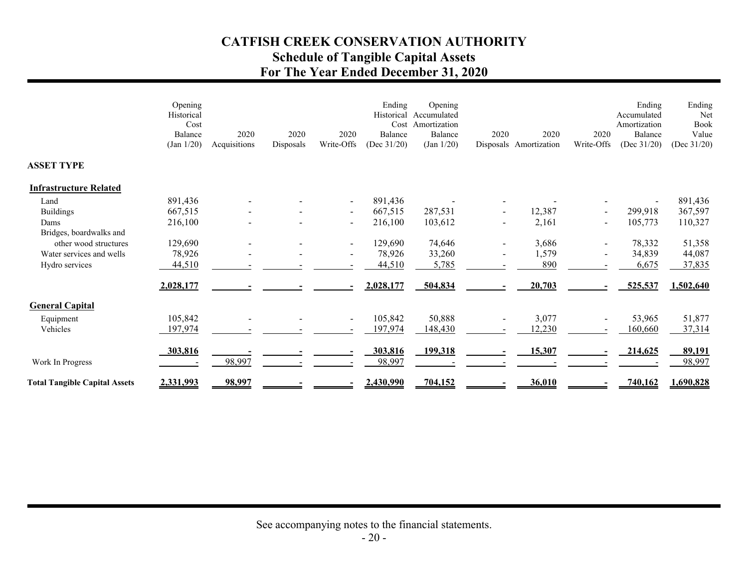# CATFISH CREEK CONSERVATION AUTHORITY
## Schedule of Tangible Capital Assets
## For The Year Ended December 31, 2020

| | Opening Historical Cost Balance (Jan 1/20) | 2020 Acquisitions | 2020 Disposals | 2020 Write-Offs | Ending Historical Cost Balance (Dec 31/20) | Opening Accumulated Amortization Balance (Jan 1/20) | 2020 Disposals | 2020 Amortization | 2020 Write-Offs | Ending Accumulated Amortization Balance (Dec 31/20) | Ending Net Book Value (Dec 31/20) |
|---|---|---|---|---|---|---|---|---|---|---|---|
| **ASSET TYPE** | | | | | | | | | | | |
| **Infrastructure Related** | | | | | | | | | | | |
| Land | 891,436 | - | - | - | 891,436 | - | - | - | - | - | 891,436 |
| Buildings | 667,515 | - | - | - | 667,515 | 287,531 | - | 12,387 | - | 299,918 | 367,597 |
| Dams | 216,100 | - | - | - | 216,100 | 103,612 | - | 2,161 | - | 105,773 | 110,327 |
| Bridges, boardwalks and other wood structures | 129,690 | - | - | - | 129,690 | 74,646 | - | 3,686 | - | 78,332 | 51,358 |
| Water services and wells | 78,926 | - | - | - | 78,926 | 33,260 | - | 1,579 | - | 34,839 | 44,087 |
| Hydro services | 44,510 | - | - | - | 44,510 | 5,785 | - | 890 | - | 6,675 | 37,835 |
| | **2,028,177** | **-** | **-** | **-** | **2,028,177** | **504,834** | **-** | **20,703** | **-** | **525,537** | **1,502,640** |
| **General Capital** | | | | | | | | | | | |
| Equipment | 105,842 | - | - | - | 105,842 | 50,888 | - | 3,077 | - | 53,965 | 51,877 |
| Vehicles | 197,974 | - | - | - | 197,974 | 148,430 | - | 12,230 | - | 160,660 | 37,314 |
| | **303,816** | **-** | **-** | **-** | **303,816** | **199,318** | **-** | **15,307** | **-** | **214,625** | **89,191** |
| Work In Progress | - | 98,997 | - | - | 98,997 | - | - | - | - | - | 98,997 |
| **Total Tangible Capital Assets** | **2,331,993** | **98,997** | **-** | **-** | **2,430,990** | **704,152** | **-** | **36,010** | **-** | **740,162** | **1,690,828** |

See accompanying notes to the financial statements.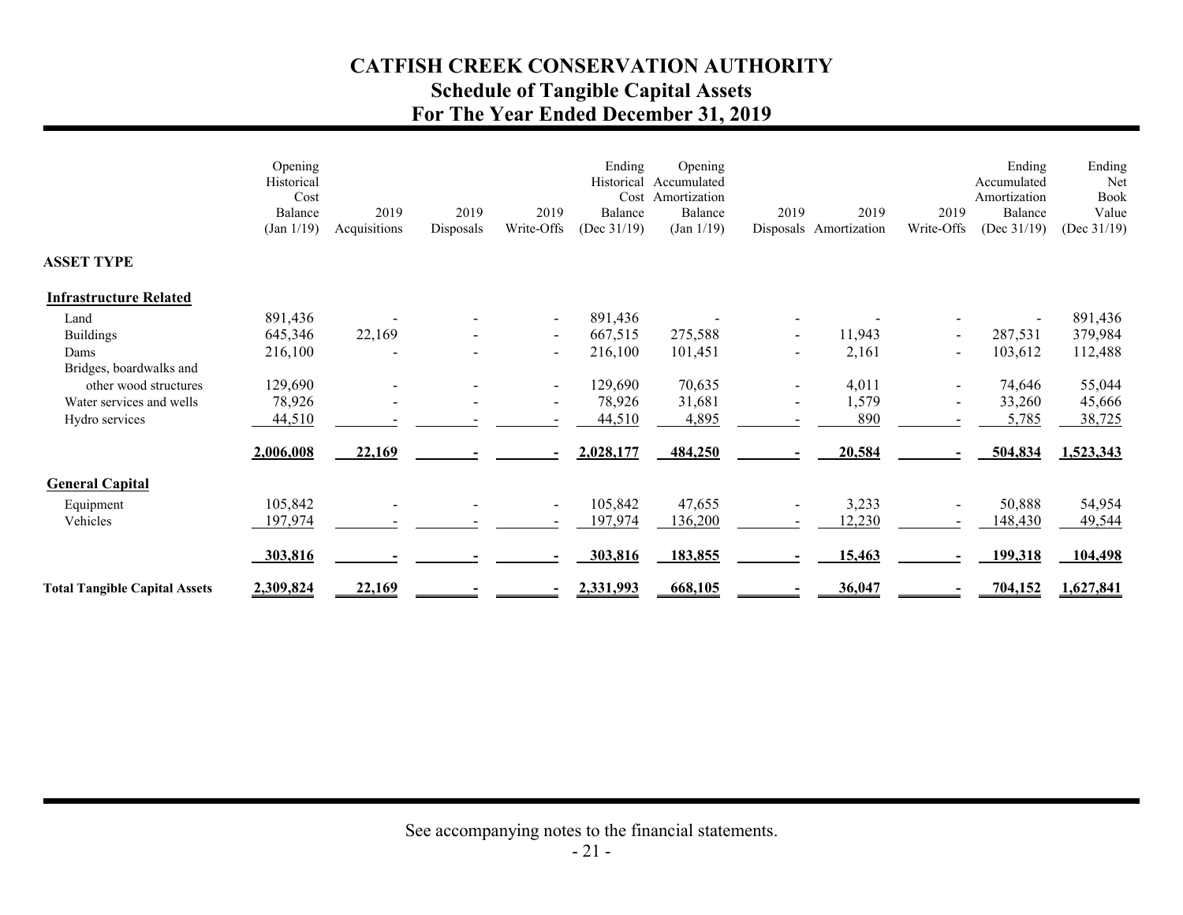# CATFISH CREEK CONSERVATION AUTHORITY
## Schedule of Tangible Capital Assets
## For The Year Ended December 31, 2019

| | Opening Historical Cost Balance (Jan 1/19) | 2019 Acquisitions | 2019 Disposals | 2019 Write-Offs | Ending Historical Cost Balance (Dec 31/19) | Opening Accumulated Amortization Balance (Jan 1/19) | 2019 Disposals | 2019 Amortization | 2019 Write-Offs | Ending Accumulated Amortization Balance (Dec 31/19) | Ending Net Book Value (Dec 31/19) |
|---|---|---|---|---|---|---|---|---|---|---|---|
| **ASSET TYPE** | | | | | | | | | | | |
| **Infrastructure Related** | | | | | | | | | | | |
| Land | 891,436 | - | - | - | 891,436 | - | - | - | - | - | 891,436 |
| Buildings | 645,346 | 22,169 | - | - | 667,515 | 275,588 | - | 11,943 | - | 287,531 | 379,984 |
| Dams | 216,100 | - | - | - | 216,100 | 101,451 | - | 2,161 | - | 103,612 | 112,488 |
| Bridges, boardwalks and other wood structures | 129,690 | - | - | - | 129,690 | 70,635 | - | 4,011 | - | 74,646 | 55,044 |
| Water services and wells | 78,926 | - | - | - | 78,926 | 31,681 | - | 1,579 | - | 33,260 | 45,666 |
| Hydro services | 44,510 | - | - | - | 44,510 | 4,895 | - | 890 | - | 5,785 | 38,725 |
| | **2,006,008** | **22,169** | **-** | **-** | **2,028,177** | **484,250** | **-** | **20,584** | **-** | **504,834** | **1,523,343** |
| **General Capital** | | | | | | | | | | | |
| Equipment | 105,842 | - | - | - | 105,842 | 47,655 | - | 3,233 | - | 50,888 | 54,954 |
| Vehicles | 197,974 | - | - | - | 197,974 | 136,200 | - | 12,230 | - | 148,430 | 49,544 |
| | **303,816** | **-** | **-** | **-** | **303,816** | **183,855** | **-** | **15,463** | **-** | **199,318** | **104,498** |
| **Total Tangible Capital Assets** | **2,309,824** | **22,169** | **-** | **-** | **2,331,993** | **668,105** | **-** | **36,047** | **-** | **704,152** | **1,627,841** |

See accompanying notes to the financial statements.